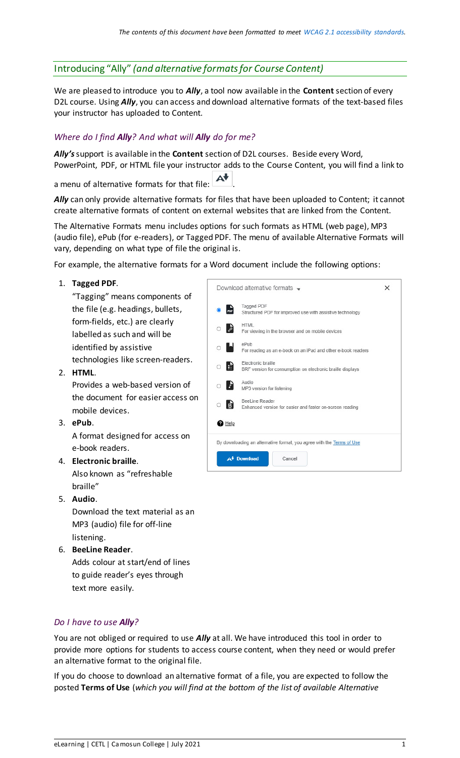*The contents of this document have been formatted to meet WCAG 2.1 accessibility standards.*

## Introducing "Ally" *(and alternative formats for Course Content)*

We are pleased to introduce you to ***Ally***, a tool now available in the **Content** section of every D2L course. Using ***Ally***, you can access and download alternative formats of the text-based files your instructor has uploaded to Content.

### *Where do I find **Ally**? And what will **Ally** do for me?*

***Ally's*** support is available in the **Content** section of D2L courses. Beside every Word, PowerPoint, PDF, or HTML file your instructor adds to the Course Content, you will find a link to a menu of alternative formats for that file: .

***Ally*** can only provide alternative formats for files that have been uploaded to Content; it cannot create alternative formats of content on external websites that are linked from the Content.

The Alternative Formats menu includes options for such formats as HTML (web page), MP3 (audio file), ePub (for e-readers), or Tagged PDF. The menu of available Alternative Formats will vary, depending on what type of file the original is.

For example, the alternative formats for a Word document include the following options:

1. **Tagged PDF**.
   "Tagging" means components of the file (e.g. headings, bullets, form-fields, etc.) are clearly labelled as such and will be identified by assistive technologies like screen-readers.
2. **HTML**.
   Provides a web-based version of the document for easier access on mobile devices.
3. **ePub**.
   A format designed for access on e-book readers.
4. **Electronic braille**.
   Also known as "refreshable braille"
5. **Audio**.
   Download the text material as an MP3 (audio) file for off-line listening.
6. **BeeLine Reader**.
   Adds colour at start/end of lines to guide reader's eyes through text more easily.

Download alternative formats

- Tagged PDF — Structured PDF for improved use with assistive technology
- HTML — For viewing in the browser and on mobile devices
- ePub — For reading as an e-book on an iPad and other e-book readers
- Electronic braille — BRF version for consumption on electronic braille displays
- Audio — MP3 version for listening
- BeeLine Reader — Enhanced version for easier and faster on-screen reading

Help

By downloading an alternative format, you agree with the Terms of Use

Download | Cancel

### *Do I have to use **Ally**?*

You are not obliged or required to use ***Ally*** at all. We have introduced this tool in order to provide more options for students to access course content, when they need or would prefer an alternative format to the original file.

If you do choose to download an alternative format of a file, you are expected to follow the posted **Terms of Use** (*which you will find at the bottom of the list of available Alternative*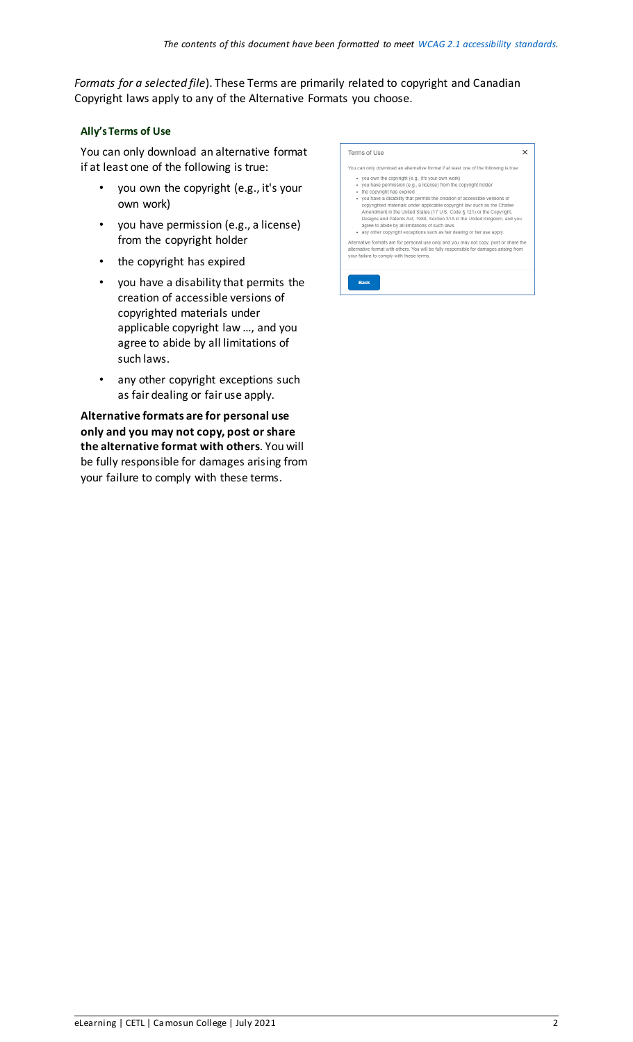*Formats for a selected file*). These Terms are primarily related to copyright and Canadian Copyright laws apply to any of the Alternative Formats you choose.

### Ally's Terms of Use

You can only download an alternative format if at least one of the following is true:

- you own the copyright (e.g., it's your own work)
- you have permission (e.g., a license) from the copyright holder
- the copyright has expired
- you have a disability that permits the creation of accessible versions of copyrighted materials under applicable copyright law …, and you agree to abide by all limitations of such laws.
- any other copyright exceptions such as fair dealing or fair use apply.

**Alternative formats are for personal use only and you may not copy, post or share the alternative format with others**. You will be fully responsible for damages arising from your failure to comply with these terms.